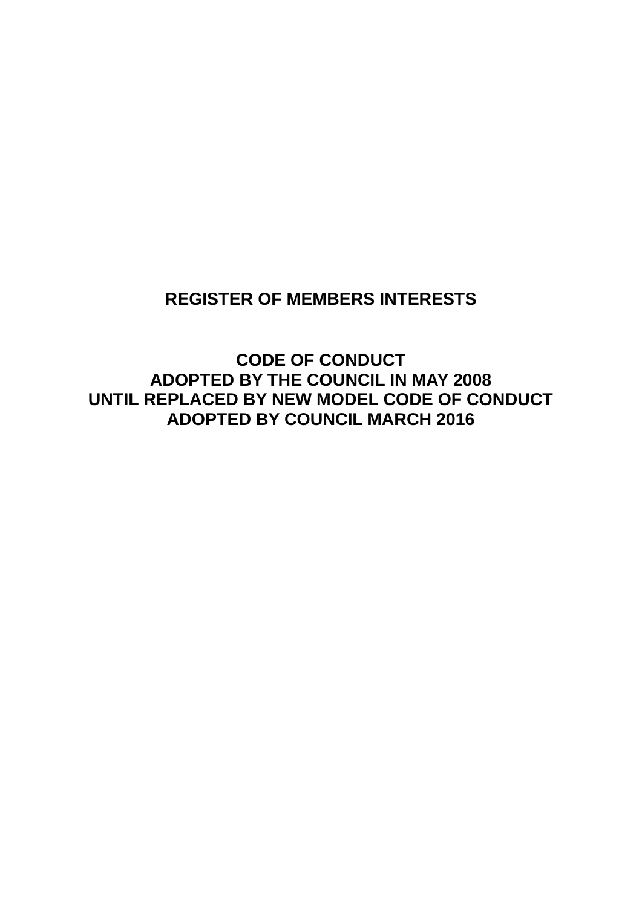# REGISTER OF MEMBERS INTERESTS

## CODE OF CONDUCT
## ADOPTED BY THE COUNCIL IN MAY 2008
## UNTIL REPLACED BY NEW MODEL CODE OF CONDUCT
## ADOPTED BY COUNCIL MARCH 2016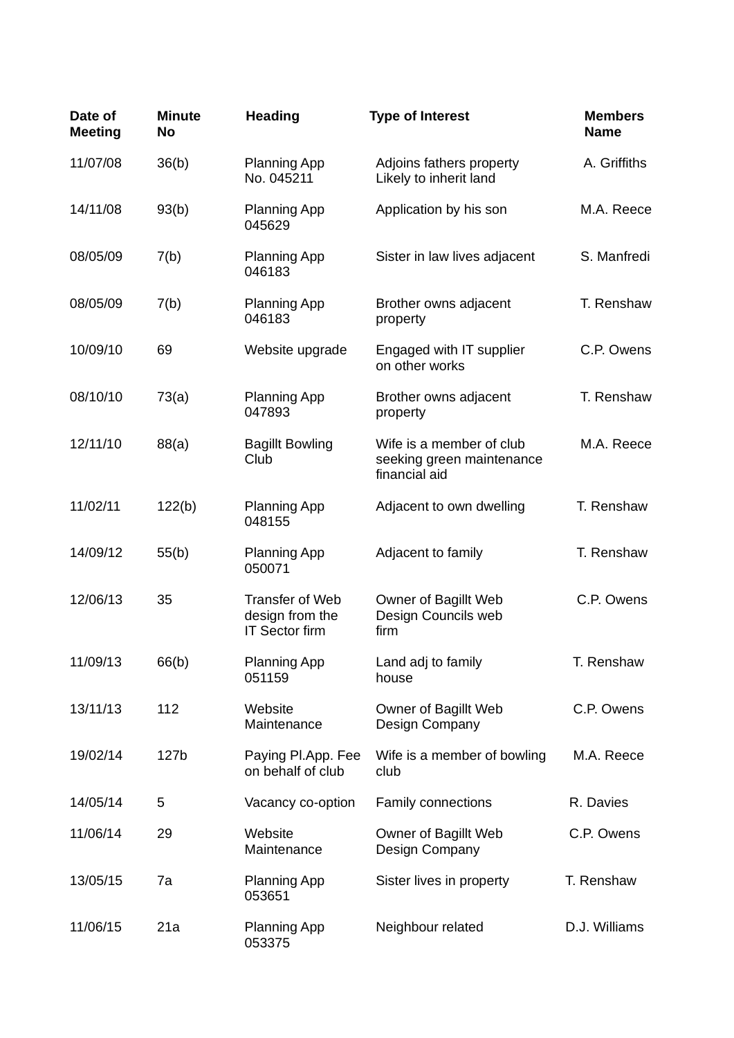| Date of Meeting | Minute No | Heading | Type of Interest | Members Name |
|---|---|---|---|---|
| 11/07/08 | 36(b) | Planning App No. 045211 | Adjoins fathers property Likely to inherit land | A. Griffiths |
| 14/11/08 | 93(b) | Planning App 045629 | Application by his son | M.A. Reece |
| 08/05/09 | 7(b) | Planning App 046183 | Sister in law lives adjacent | S. Manfredi |
| 08/05/09 | 7(b) | Planning App 046183 | Brother owns adjacent property | T. Renshaw |
| 10/09/10 | 69 | Website upgrade | Engaged with IT supplier on other works | C.P. Owens |
| 08/10/10 | 73(a) | Planning App 047893 | Brother owns adjacent property | T. Renshaw |
| 12/11/10 | 88(a) | Bagillt Bowling Club | Wife is a member of club seeking green maintenance financial aid | M.A. Reece |
| 11/02/11 | 122(b) | Planning App 048155 | Adjacent to own dwelling | T. Renshaw |
| 14/09/12 | 55(b) | Planning App 050071 | Adjacent to family | T. Renshaw |
| 12/06/13 | 35 | Transfer of Web design from the IT Sector firm | Owner of Bagillt Web Design Councils web firm | C.P. Owens |
| 11/09/13 | 66(b) | Planning App 051159 | Land adj to family house | T. Renshaw |
| 13/11/13 | 112 | Website Maintenance | Owner of Bagillt Web Design Company | C.P. Owens |
| 19/02/14 | 127b | Paying Pl.App. Fee on behalf of club | Wife is a member of bowling club | M.A. Reece |
| 14/05/14 | 5 | Vacancy co-option | Family connections | R. Davies |
| 11/06/14 | 29 | Website Maintenance | Owner of Bagillt Web Design Company | C.P. Owens |
| 13/05/15 | 7a | Planning App 053651 | Sister lives in property | T. Renshaw |
| 11/06/15 | 21a | Planning App 053375 | Neighbour related | D.J. Williams |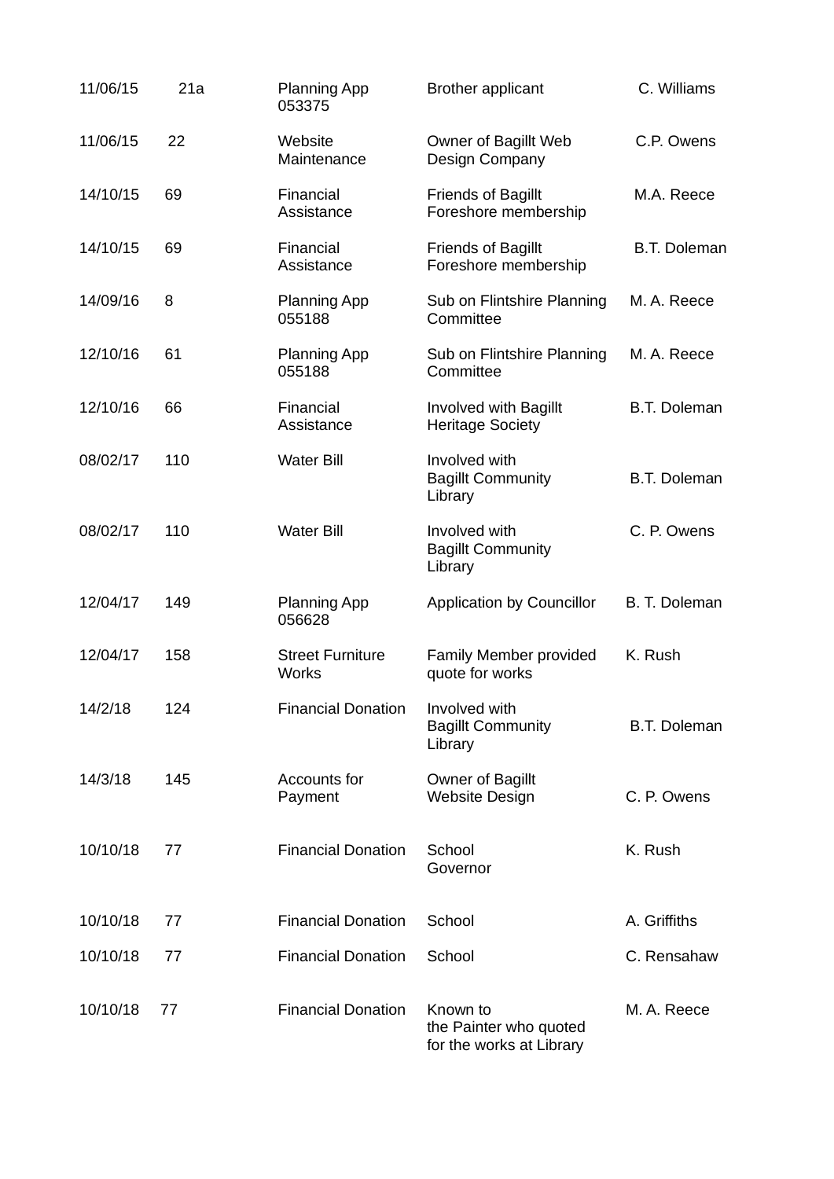| | | | | |
|---|---|---|---|---|
| 11/06/15 | 21a | Planning App 053375 | Brother applicant | C. Williams |
| 11/06/15 | 22 | Website Maintenance | Owner of Bagillt Web Design Company | C.P. Owens |
| 14/10/15 | 69 | Financial Assistance | Friends of Bagillt Foreshore membership | M.A. Reece |
| 14/10/15 | 69 | Financial Assistance | Friends of Bagillt Foreshore membership | B.T. Doleman |
| 14/09/16 | 8 | Planning App 055188 | Sub on Flintshire Planning Committee | M. A. Reece |
| 12/10/16 | 61 | Planning App 055188 | Sub on Flintshire Planning Committee | M. A. Reece |
| 12/10/16 | 66 | Financial Assistance | Involved with Bagillt Heritage Society | B.T. Doleman |
| 08/02/17 | 110 | Water Bill | Involved with Bagillt Community Library | B.T. Doleman |
| 08/02/17 | 110 | Water Bill | Involved with Bagillt Community Library | C. P. Owens |
| 12/04/17 | 149 | Planning App 056628 | Application by Councillor | B. T. Doleman |
| 12/04/17 | 158 | Street Furniture Works | Family Member provided quote for works | K. Rush |
| 14/2/18 | 124 | Financial Donation | Involved with Bagillt Community Library | B.T. Doleman |
| 14/3/18 | 145 | Accounts for Payment | Owner of Bagillt Website Design | C. P. Owens |
| 10/10/18 | 77 | Financial Donation | School Governor | K. Rush |
| 10/10/18 | 77 | Financial Donation | School | A. Griffiths |
| 10/10/18 | 77 | Financial Donation | School | C. Rensahaw |
| 10/10/18 | 77 | Financial Donation | Known to the Painter who quoted for the works at Library | M. A. Reece |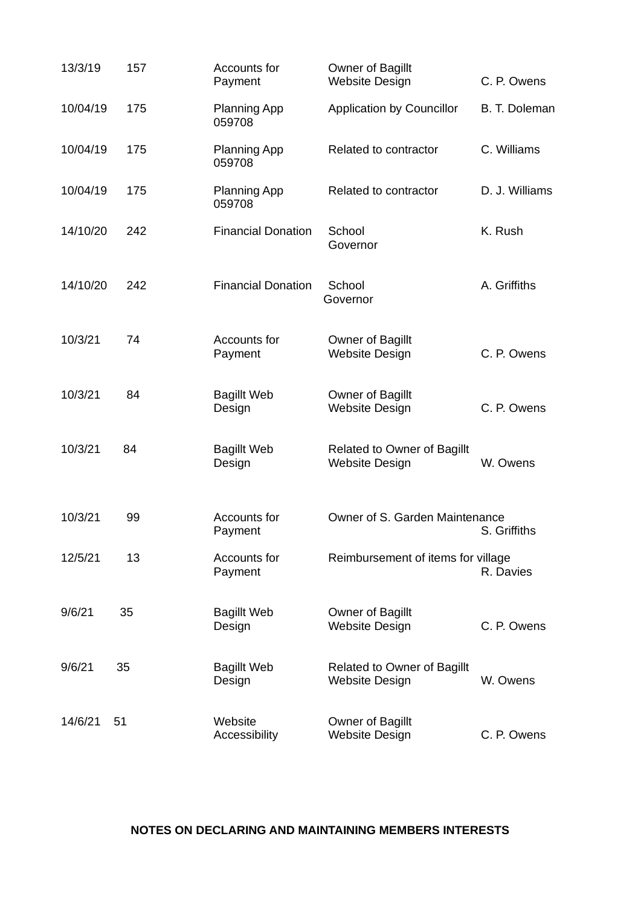| | | | | |
|---|---|---|---|---|
| 13/3/19 | 157 | Accounts for Payment | Owner of Bagillt Website Design | C. P. Owens |
| 10/04/19 | 175 | Planning App 059708 | Application by Councillor | B. T. Doleman |
| 10/04/19 | 175 | Planning App 059708 | Related to contractor | C. Williams |
| 10/04/19 | 175 | Planning App 059708 | Related to contractor | D. J. Williams |
| 14/10/20 | 242 | Financial Donation | School Governor | K. Rush |
| 14/10/20 | 242 | Financial Donation | School Governor | A. Griffiths |
| 10/3/21 | 74 | Accounts for Payment | Owner of Bagillt Website Design | C. P. Owens |
| 10/3/21 | 84 | Bagillt Web Design | Owner of Bagillt Website Design | C. P. Owens |
| 10/3/21 | 84 | Bagillt Web Design | Related to Owner of Bagillt Website Design | W. Owens |
| 10/3/21 | 99 | Accounts for Payment | Owner of S. Garden Maintenance | S. Griffiths |
| 12/5/21 | 13 | Accounts for Payment | Reimbursement of items for village | R. Davies |
| 9/6/21 | 35 | Bagillt Web Design | Owner of Bagillt Website Design | C. P. Owens |
| 9/6/21 | 35 | Bagillt Web Design | Related to Owner of Bagillt Website Design | W. Owens |
| 14/6/21 | 51 | Website Accessibility | Owner of Bagillt Website Design | C. P. Owens |

**NOTES ON DECLARING AND MAINTAINING MEMBERS INTERESTS**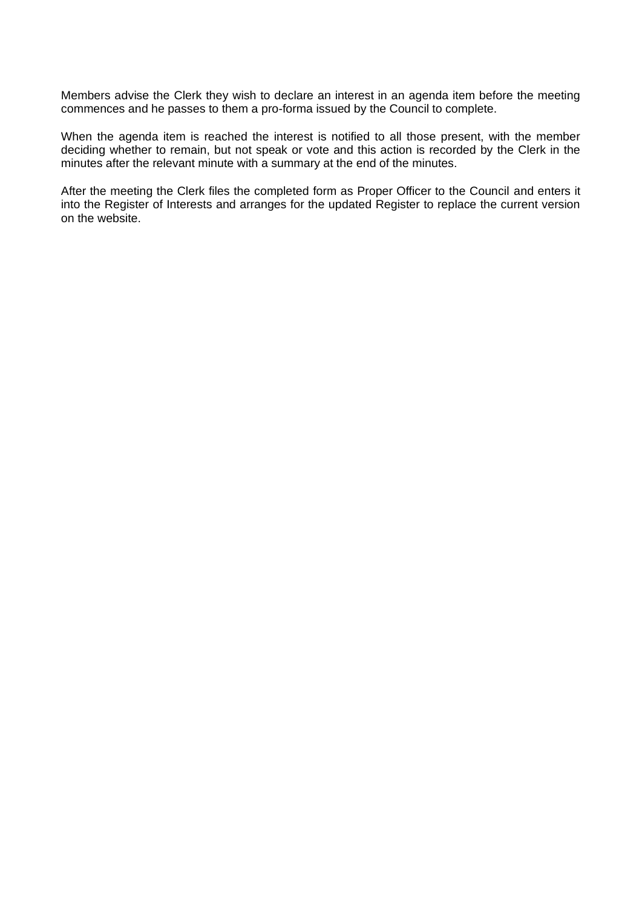Members advise the Clerk they wish to declare an interest in an agenda item before the meeting commences and he passes to them a pro-forma issued by the Council to complete.

When the agenda item is reached the interest is notified to all those present, with the member deciding whether to remain, but not speak or vote and this action is recorded by the Clerk in the minutes after the relevant minute with a summary at the end of the minutes.

After the meeting the Clerk files the completed form as Proper Officer to the Council and enters it into the Register of Interests and arranges for the updated Register to replace the current version on the website.